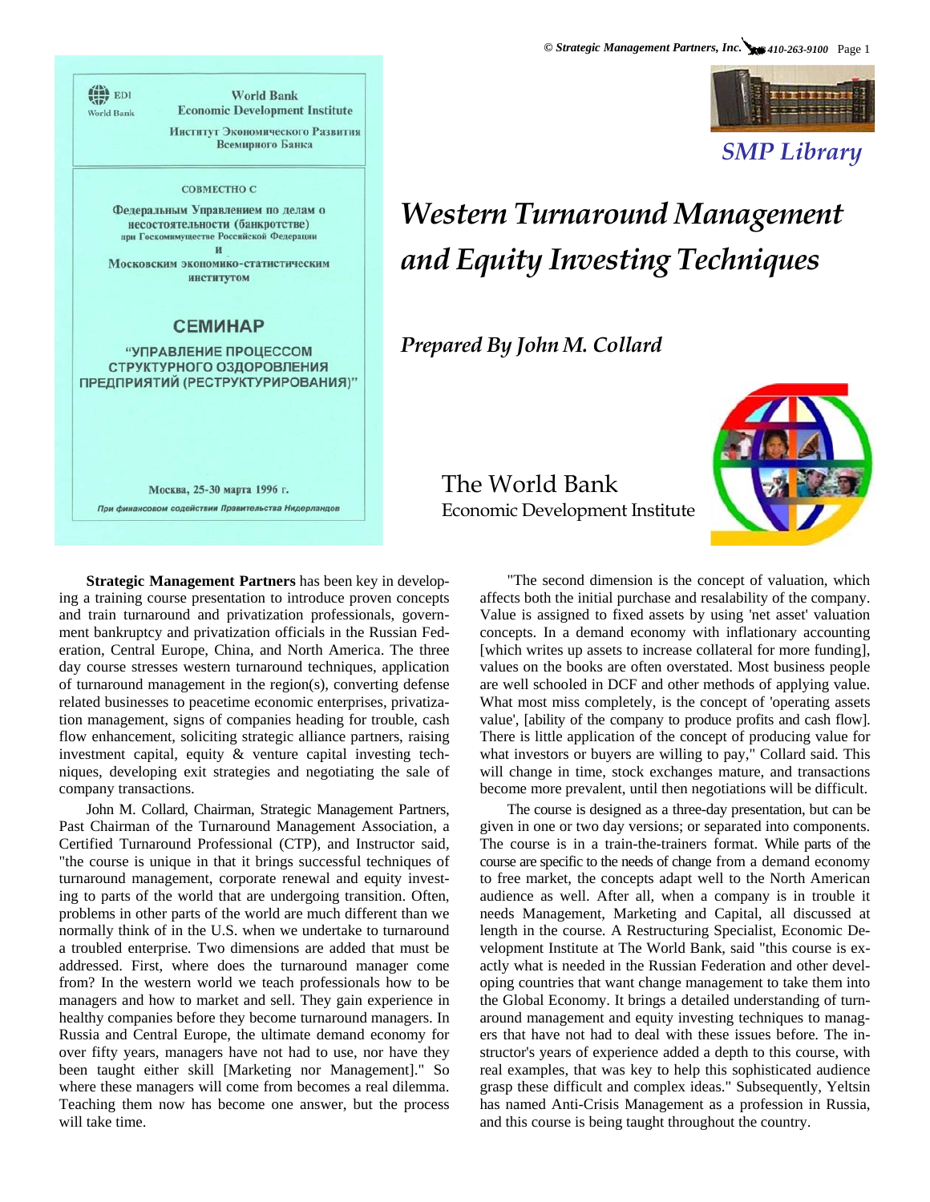SMP Library

# Western Turnaround Management and Equity Investing Techniques

*Prepared By John M. Collard*

World Bank
Economic Development Institute

Институт Экономического Развития Всемирного Банка

СОВМЕСТНО С

Федеральным Управлением по делам о несостоятельности (банкротстве) при Госкомимуществе Российской Федерации
и
Московским экономико-статистическим институтом

## СЕМИНАР

"УПРАВЛЕНИЕ ПРОЦЕССОМ СТРУКТУРНОГО ОЗДОРОВЛЕНИЯ ПРЕДПРИЯТИЙ (РЕСТРУКТУРИРОВАНИЯ)"

Москва, 25-30 марта 1996 г.

*При финансовом содействии Правительства Нидерландов*

The World Bank
Economic Development Institute

**Strategic Management Partners** has been key in developing a training course presentation to introduce proven concepts and train turnaround and privatization professionals, government bankruptcy and privatization officials in the Russian Federation, Central Europe, China, and North America. The three day course stresses western turnaround techniques, application of turnaround management in the region(s), converting defense related businesses to peacetime economic enterprises, privatization management, signs of companies heading for trouble, cash flow enhancement, soliciting strategic alliance partners, raising investment capital, equity & venture capital investing techniques, developing exit strategies and negotiating the sale of company transactions.

John M. Collard, Chairman, Strategic Management Partners, Past Chairman of the Turnaround Management Association, a Certified Turnaround Professional (CTP), and Instructor said, "the course is unique in that it brings successful techniques of turnaround management, corporate renewal and equity investing to parts of the world that are undergoing transition. Often, problems in other parts of the world are much different than we normally think of in the U.S. when we undertake to turnaround a troubled enterprise. Two dimensions are added that must be addressed. First, where does the turnaround manager come from? In the western world we teach professionals how to be managers and how to market and sell. They gain experience in healthy companies before they become turnaround managers. In Russia and Central Europe, the ultimate demand economy for over fifty years, managers have not had to use, nor have they been taught either skill [Marketing nor Management]." So where these managers will come from becomes a real dilemma. Teaching them now has become one answer, but the process will take time.

"The second dimension is the concept of valuation, which affects both the initial purchase and resalability of the company. Value is assigned to fixed assets by using 'net asset' valuation concepts. In a demand economy with inflationary accounting [which writes up assets to increase collateral for more funding], values on the books are often overstated. Most business people are well schooled in DCF and other methods of applying value. What most miss completely, is the concept of 'operating assets value', [ability of the company to produce profits and cash flow]. There is little application of the concept of producing value for what investors or buyers are willing to pay," Collard said. This will change in time, stock exchanges mature, and transactions become more prevalent, until then negotiations will be difficult.

The course is designed as a three-day presentation, but can be given in one or two day versions; or separated into components. The course is in a train-the-trainers format. While parts of the course are specific to the needs of change from a demand economy to free market, the concepts adapt well to the North American audience as well. After all, when a company is in trouble it needs Management, Marketing and Capital, all discussed at length in the course. A Restructuring Specialist, Economic Development Institute at The World Bank, said "this course is exactly what is needed in the Russian Federation and other developing countries that want change management to take them into the Global Economy. It brings a detailed understanding of turnaround management and equity investing techniques to managers that have not had to deal with these issues before. The instructor's years of experience added a depth to this course, with real examples, that was key to help this sophisticated audience grasp these difficult and complex ideas." Subsequently, Yeltsin has named Anti-Crisis Management as a profession in Russia, and this course is being taught throughout the country.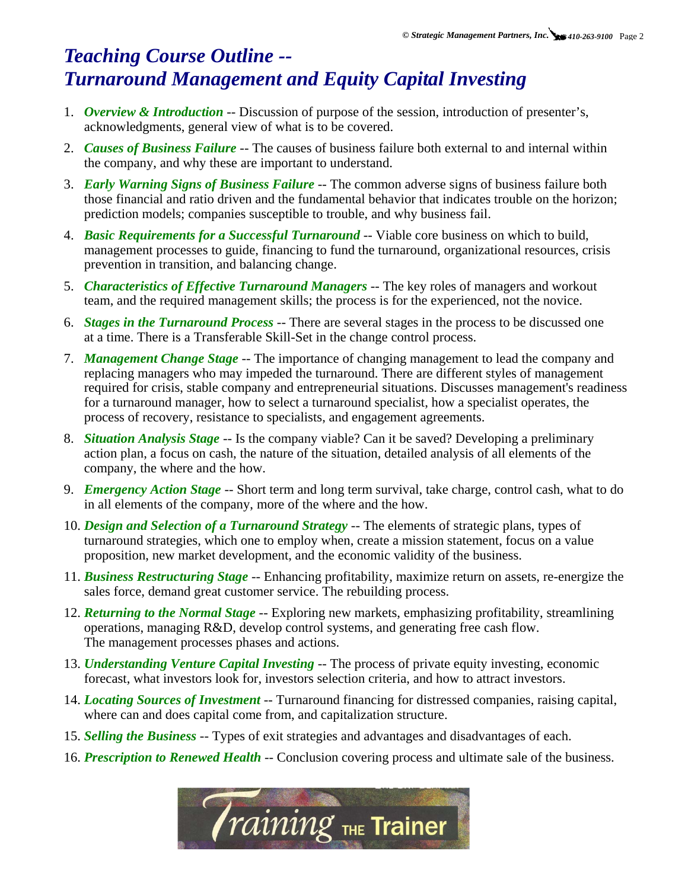# *Teaching Course Outline -- Turnaround Management and Equity Capital Investing*

1. ***Overview & Introduction*** -- Discussion of purpose of the session, introduction of presenter's, acknowledgments, general view of what is to be covered.
2. ***Causes of Business Failure*** -- The causes of business failure both external to and internal within the company, and why these are important to understand.
3. ***Early Warning Signs of Business Failure*** -- The common adverse signs of business failure both those financial and ratio driven and the fundamental behavior that indicates trouble on the horizon; prediction models; companies susceptible to trouble, and why business fail.
4. ***Basic Requirements for a Successful Turnaround*** -- Viable core business on which to build, management processes to guide, financing to fund the turnaround, organizational resources, crisis prevention in transition, and balancing change.
5. ***Characteristics of Effective Turnaround Managers*** -- The key roles of managers and workout team, and the required management skills; the process is for the experienced, not the novice.
6. ***Stages in the Turnaround Process*** -- There are several stages in the process to be discussed one at a time. There is a Transferable Skill-Set in the change control process.
7. ***Management Change Stage*** -- The importance of changing management to lead the company and replacing managers who may impeded the turnaround. There are different styles of management required for crisis, stable company and entrepreneurial situations. Discusses management's readiness for a turnaround manager, how to select a turnaround specialist, how a specialist operates, the process of recovery, resistance to specialists, and engagement agreements.
8. ***Situation Analysis Stage*** -- Is the company viable? Can it be saved? Developing a preliminary action plan, a focus on cash, the nature of the situation, detailed analysis of all elements of the company, the where and the how.
9. ***Emergency Action Stage*** -- Short term and long term survival, take charge, control cash, what to do in all elements of the company, more of the where and the how.
10. ***Design and Selection of a Turnaround Strategy*** -- The elements of strategic plans, types of turnaround strategies, which one to employ when, create a mission statement, focus on a value proposition, new market development, and the economic validity of the business.
11. ***Business Restructuring Stage*** -- Enhancing profitability, maximize return on assets, re-energize the sales force, demand great customer service. The rebuilding process.
12. ***Returning to the Normal Stage*** -- Exploring new markets, emphasizing profitability, streamlining operations, managing R&D, develop control systems, and generating free cash flow. The management processes phases and actions.
13. ***Understanding Venture Capital Investing*** -- The process of private equity investing, economic forecast, what investors look for, investors selection criteria, and how to attract investors.
14. ***Locating Sources of Investment*** -- Turnaround financing for distressed companies, raising capital, where can and does capital come from, and capitalization structure.
15. ***Selling the Business*** -- Types of exit strategies and advantages and disadvantages of each.
16. ***Prescription to Renewed Health*** -- Conclusion covering process and ultimate sale of the business.

Training THE Trainer